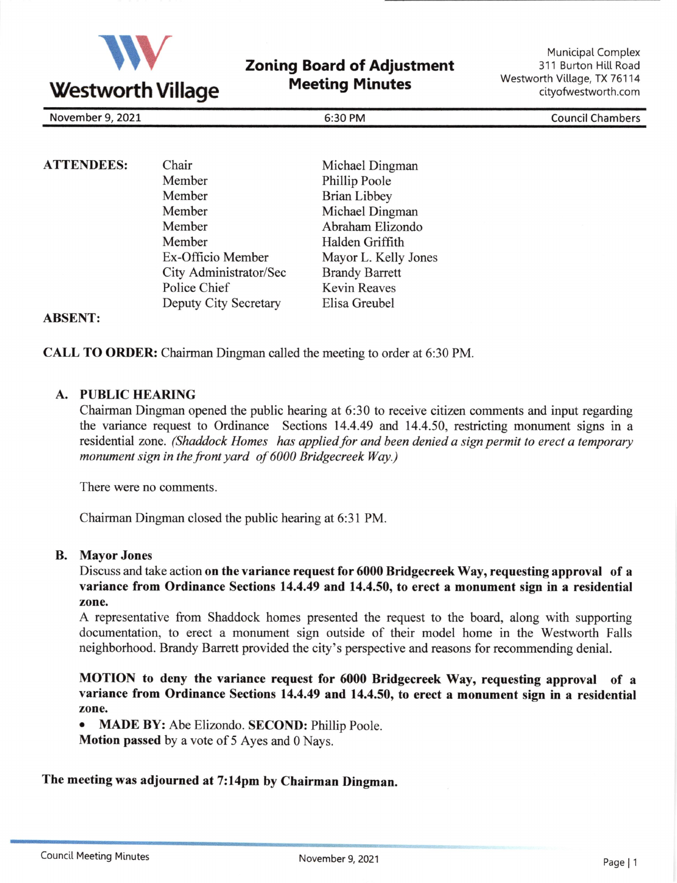**Westworth Village**

## Zoning Board of Adjustment Meeting Minutes

Municipal Complex
311 Burton Hill Road
Westworth Village, TX 76114
cityofwestworth.com

| November 9, 2021 | 6:30 PM | Council Chambers |
|---|---|---|

**ATTENDEES:**

| | | |
|---|---|---|
| | Chair | Michael Dingman |
| | Member | Phillip Poole |
| | Member | Brian Libbey |
| | Member | Michael Dingman |
| | Member | Abraham Elizondo |
| | Member | Halden Griffith |
| | Ex-Officio Member | Mayor L. Kelly Jones |
| | City Administrator/Sec | Brandy Barrett |
| | Police Chief | Kevin Reaves |
| | Deputy City Secretary | Elisa Greubel |

**ABSENT:**

**CALL TO ORDER:** Chairman Dingman called the meeting to order at 6:30 PM.

**A. PUBLIC HEARING**

Chairman Dingman opened the public hearing at 6:30 to receive citizen comments and input regarding the variance request to Ordinance Sections 14.4.49 and 14.4.50, restricting monument signs in a residential zone. *(Shaddock Homes has applied for and been denied a sign permit to erect a temporary monument sign in the front yard of 6000 Bridgecreek Way.)*

There were no comments.

Chairman Dingman closed the public hearing at 6:31 PM.

**B. Mayor Jones**

Discuss and take action **on the variance request for 6000 Bridgecreek Way, requesting approval of a variance from Ordinance Sections 14.4.49 and 14.4.50, to erect a monument sign in a residential zone.**

A representative from Shaddock homes presented the request to the board, along with supporting documentation, to erect a monument sign outside of their model home in the Westworth Falls neighborhood. Brandy Barrett provided the city's perspective and reasons for recommending denial.

**MOTION to deny the variance request for 6000 Bridgecreek Way, requesting approval of a variance from Ordinance Sections 14.4.49 and 14.4.50, to erect a monument sign in a residential zone.**

- **MADE BY:** Abe Elizondo. **SECOND:** Phillip Poole.

**Motion passed** by a vote of 5 Ayes and 0 Nays.

**The meeting was adjourned at 7:14pm by Chairman Dingman.**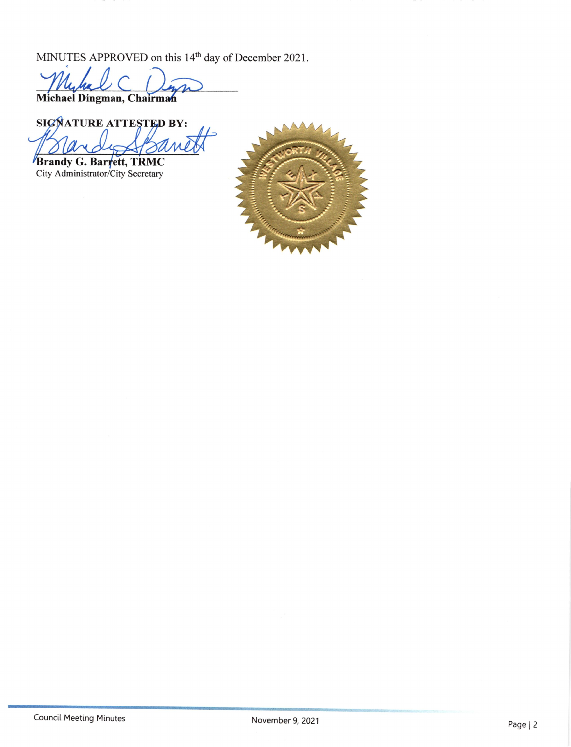MINUTES APPROVED on this 14th day of December 2021.

**Michael Dingman, Chairman**

**SIGNATURE ATTESTED BY:**

**Brandy G. Barrett, TRMC**
City Administrator/City Secretary